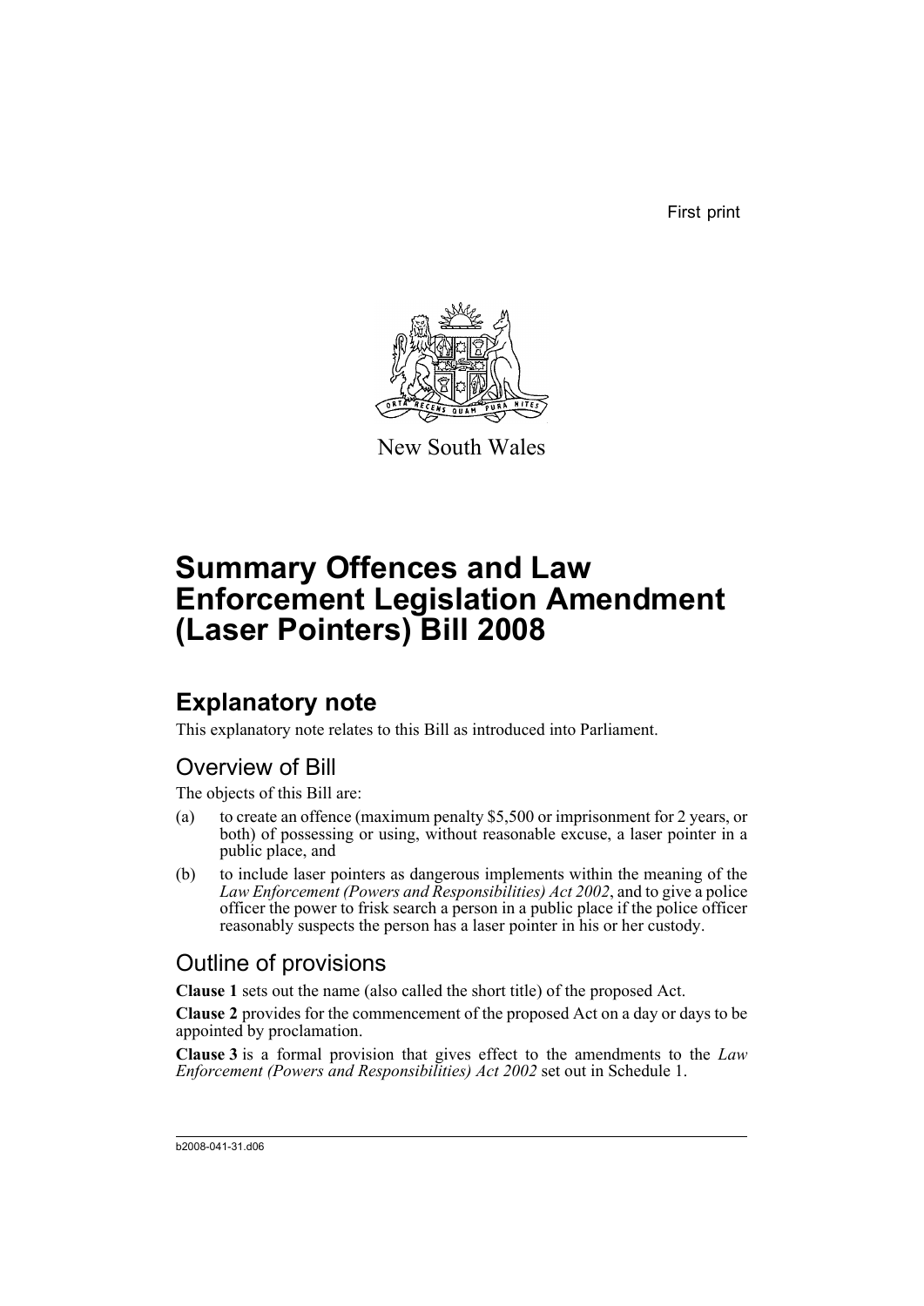First print

New South Wales

# Summary Offences and Law Enforcement Legislation Amendment (Laser Pointers) Bill 2008

## Explanatory note

This explanatory note relates to this Bill as introduced into Parliament.

### Overview of Bill

The objects of this Bill are:

(a) to create an offence (maximum penalty $5,500 or imprisonment for 2 years, or both) of possessing or using, without reasonable excuse, a laser pointer in a public place, and

(b) to include laser pointers as dangerous implements within the meaning of the *Law Enforcement (Powers and Responsibilities) Act 2002*, and to give a police officer the power to frisk search a person in a public place if the police officer reasonably suspects the person has a laser pointer in his or her custody.

### Outline of provisions

**Clause 1** sets out the name (also called the short title) of the proposed Act.

**Clause 2** provides for the commencement of the proposed Act on a day or days to be appointed by proclamation.

**Clause 3** is a formal provision that gives effect to the amendments to the *Law Enforcement (Powers and Responsibilities) Act 2002* set out in Schedule 1.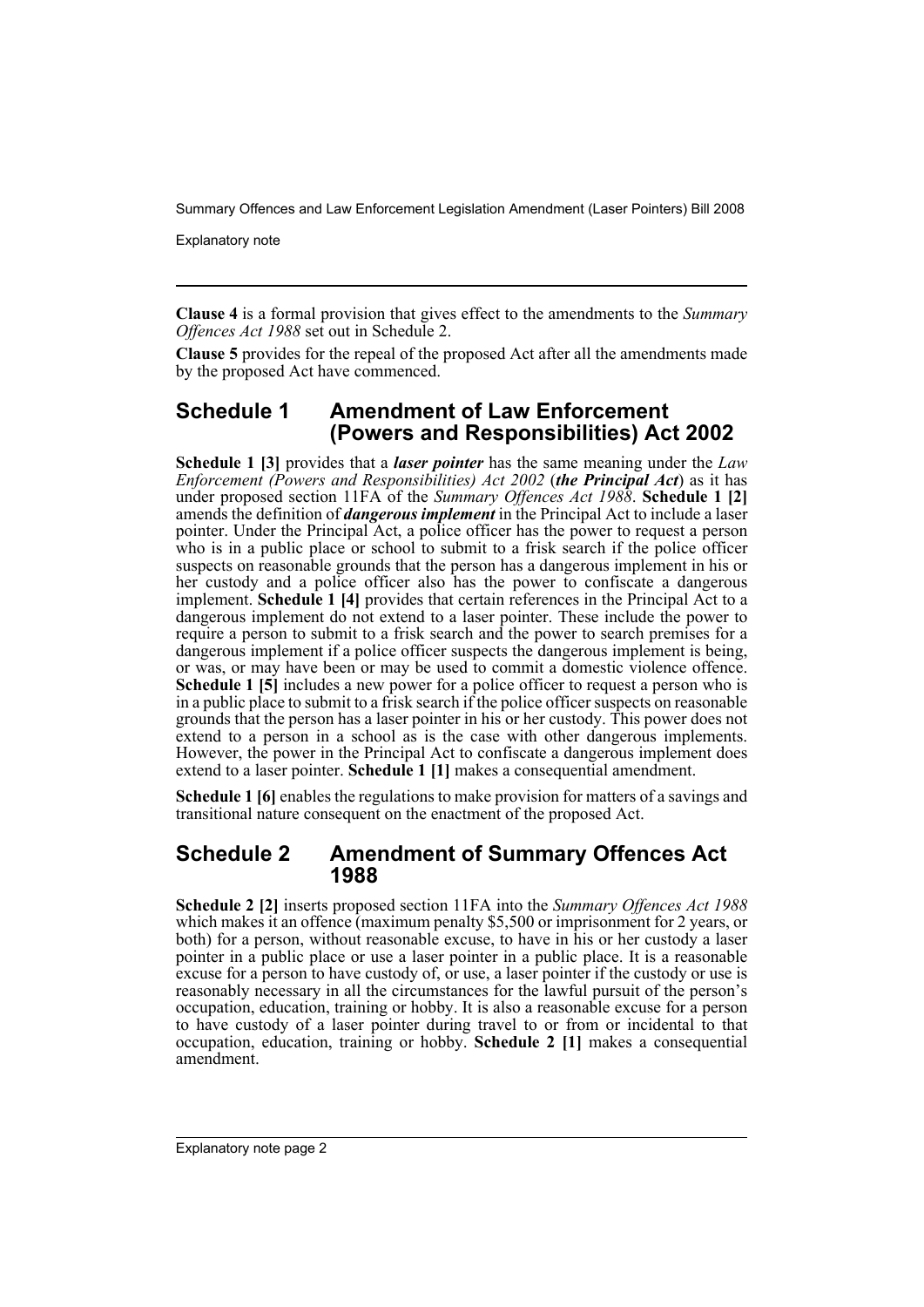**Clause 4** is a formal provision that gives effect to the amendments to the *Summary Offences Act 1988* set out in Schedule 2.

**Clause 5** provides for the repeal of the proposed Act after all the amendments made by the proposed Act have commenced.

## Schedule 1 Amendment of Law Enforcement (Powers and Responsibilities) Act 2002

**Schedule 1 [3]** provides that a ***laser pointer*** has the same meaning under the *Law Enforcement (Powers and Responsibilities) Act 2002* (***the Principal Act***) as it has under proposed section 11FA of the *Summary Offences Act 1988*. **Schedule 1 [2]** amends the definition of ***dangerous implement*** in the Principal Act to include a laser pointer. Under the Principal Act, a police officer has the power to request a person who is in a public place or school to submit to a frisk search if the police officer suspects on reasonable grounds that the person has a dangerous implement in his or her custody and a police officer also has the power to confiscate a dangerous implement. **Schedule 1 [4]** provides that certain references in the Principal Act to a dangerous implement do not extend to a laser pointer. These include the power to require a person to submit to a frisk search and the power to search premises for a dangerous implement if a police officer suspects the dangerous implement is being, or was, or may have been or may be used to commit a domestic violence offence. **Schedule 1 [5]** includes a new power for a police officer to request a person who is in a public place to submit to a frisk search if the police officer suspects on reasonable grounds that the person has a laser pointer in his or her custody. This power does not extend to a person in a school as is the case with other dangerous implements. However, the power in the Principal Act to confiscate a dangerous implement does extend to a laser pointer. **Schedule 1 [1]** makes a consequential amendment.

**Schedule 1 [6]** enables the regulations to make provision for matters of a savings and transitional nature consequent on the enactment of the proposed Act.

## Schedule 2 Amendment of Summary Offences Act 1988

**Schedule 2 [2]** inserts proposed section 11FA into the *Summary Offences Act 1988* which makes it an offence (maximum penalty $5,500 or imprisonment for 2 years, or both) for a person, without reasonable excuse, to have in his or her custody a laser pointer in a public place or use a laser pointer in a public place. It is a reasonable excuse for a person to have custody of, or use, a laser pointer if the custody or use is reasonably necessary in all the circumstances for the lawful pursuit of the person's occupation, education, training or hobby. It is also a reasonable excuse for a person to have custody of a laser pointer during travel to or from or incidental to that occupation, education, training or hobby. **Schedule 2 [1]** makes a consequential amendment.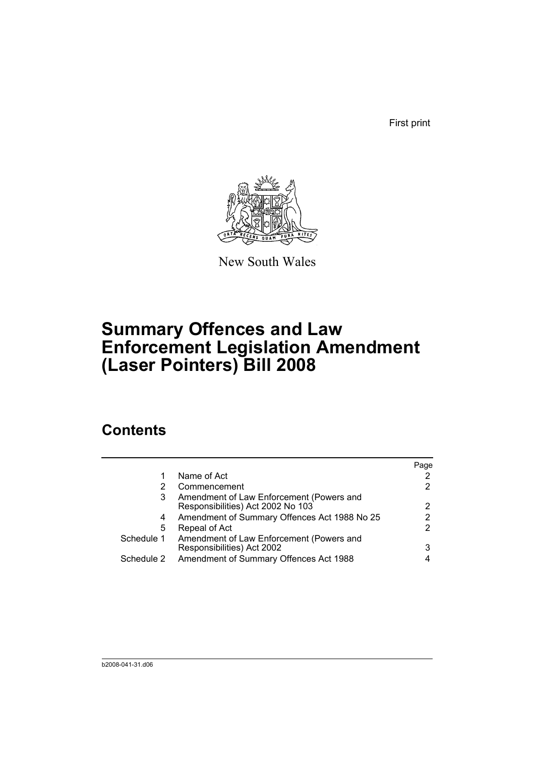First print

New South Wales

# Summary Offences and Law Enforcement Legislation Amendment (Laser Pointers) Bill 2008

## Contents

| | | Page |
|---|---|---|
| 1 | Name of Act | 2 |
| 2 | Commencement | 2 |
| 3 | Amendment of Law Enforcement (Powers and Responsibilities) Act 2002 No 103 | 2 |
| 4 | Amendment of Summary Offences Act 1988 No 25 | 2 |
| 5 | Repeal of Act | 2 |
| Schedule 1 | Amendment of Law Enforcement (Powers and Responsibilities) Act 2002 | 3 |
| Schedule 2 | Amendment of Summary Offences Act 1988 | 4 |

b2008-041-31.d06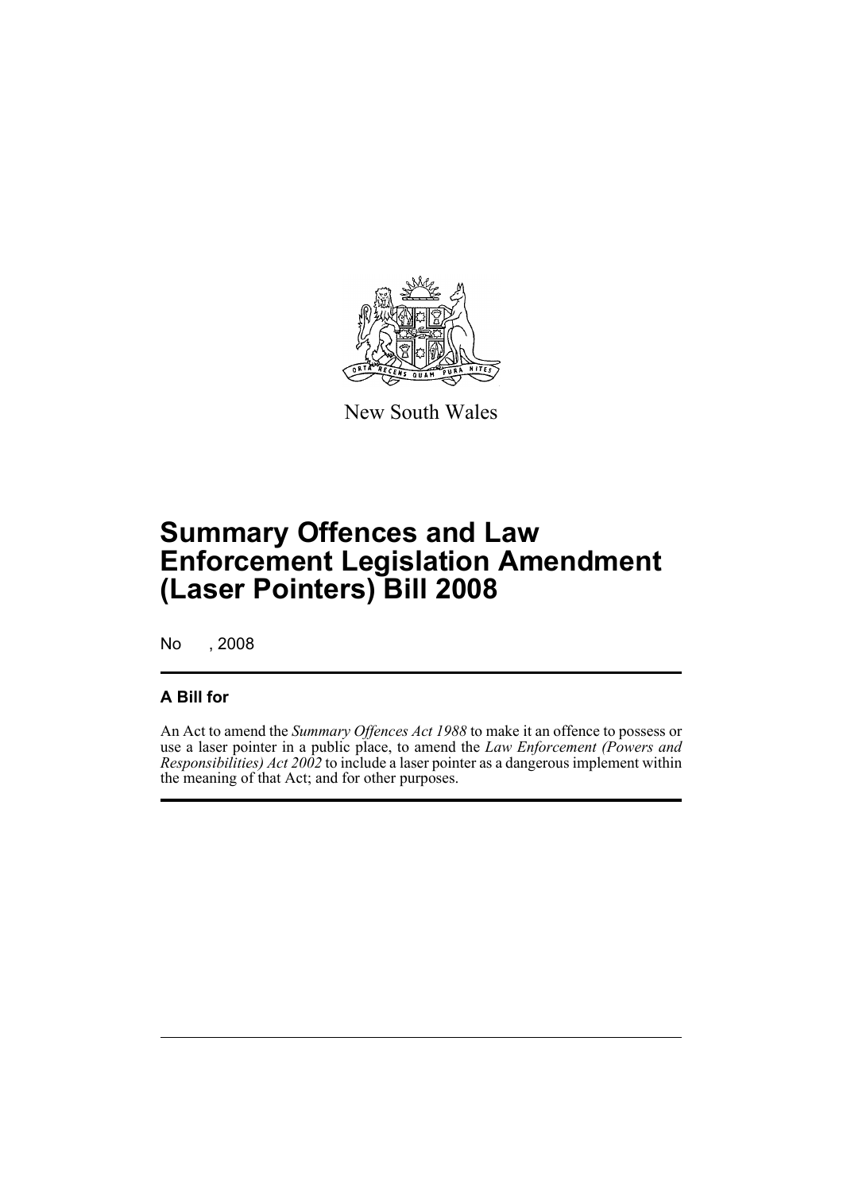New South Wales

# Summary Offences and Law Enforcement Legislation Amendment (Laser Pointers) Bill 2008

No , 2008

## A Bill for

An Act to amend the *Summary Offences Act 1988* to make it an offence to possess or use a laser pointer in a public place, to amend the *Law Enforcement (Powers and Responsibilities) Act 2002* to include a laser pointer as a dangerous implement within the meaning of that Act; and for other purposes.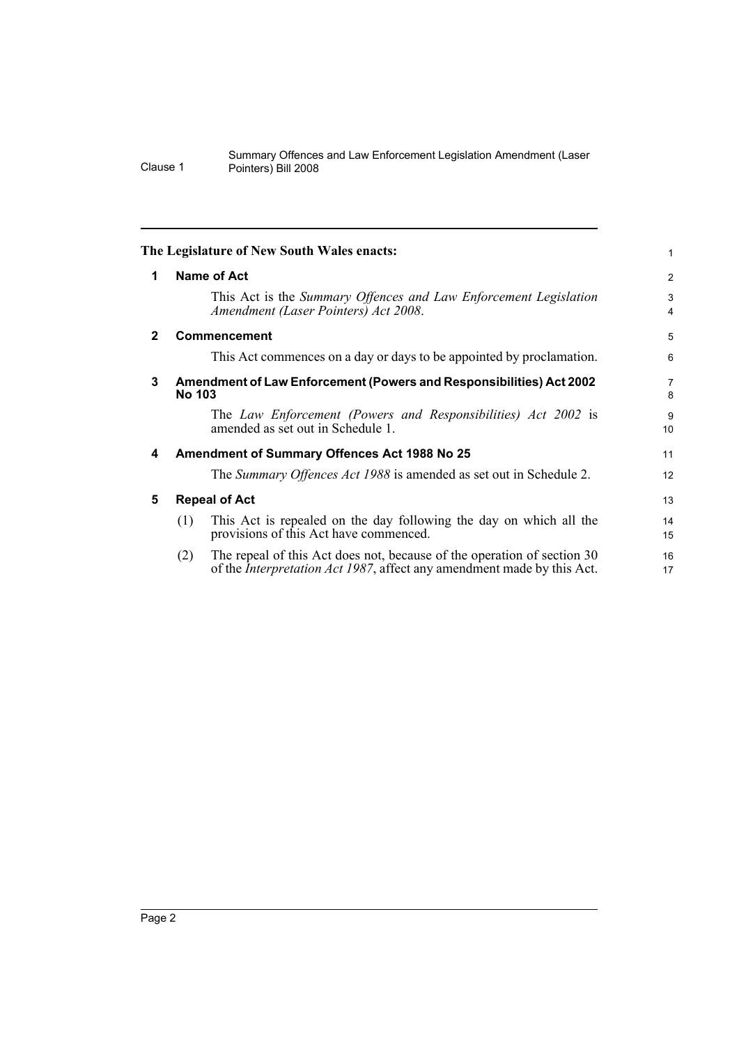**The Legislature of New South Wales enacts:**

## 1 Name of Act

This Act is the *Summary Offences and Law Enforcement Legislation Amendment (Laser Pointers) Act 2008*.

## 2 Commencement

This Act commences on a day or days to be appointed by proclamation.

## 3 Amendment of Law Enforcement (Powers and Responsibilities) Act 2002 No 103

The *Law Enforcement (Powers and Responsibilities) Act 2002* is amended as set out in Schedule 1.

## 4 Amendment of Summary Offences Act 1988 No 25

The *Summary Offences Act 1988* is amended as set out in Schedule 2.

## 5 Repeal of Act

(1) This Act is repealed on the day following the day on which all the provisions of this Act have commenced.

(2) The repeal of this Act does not, because of the operation of section 30 of the *Interpretation Act 1987*, affect any amendment made by this Act.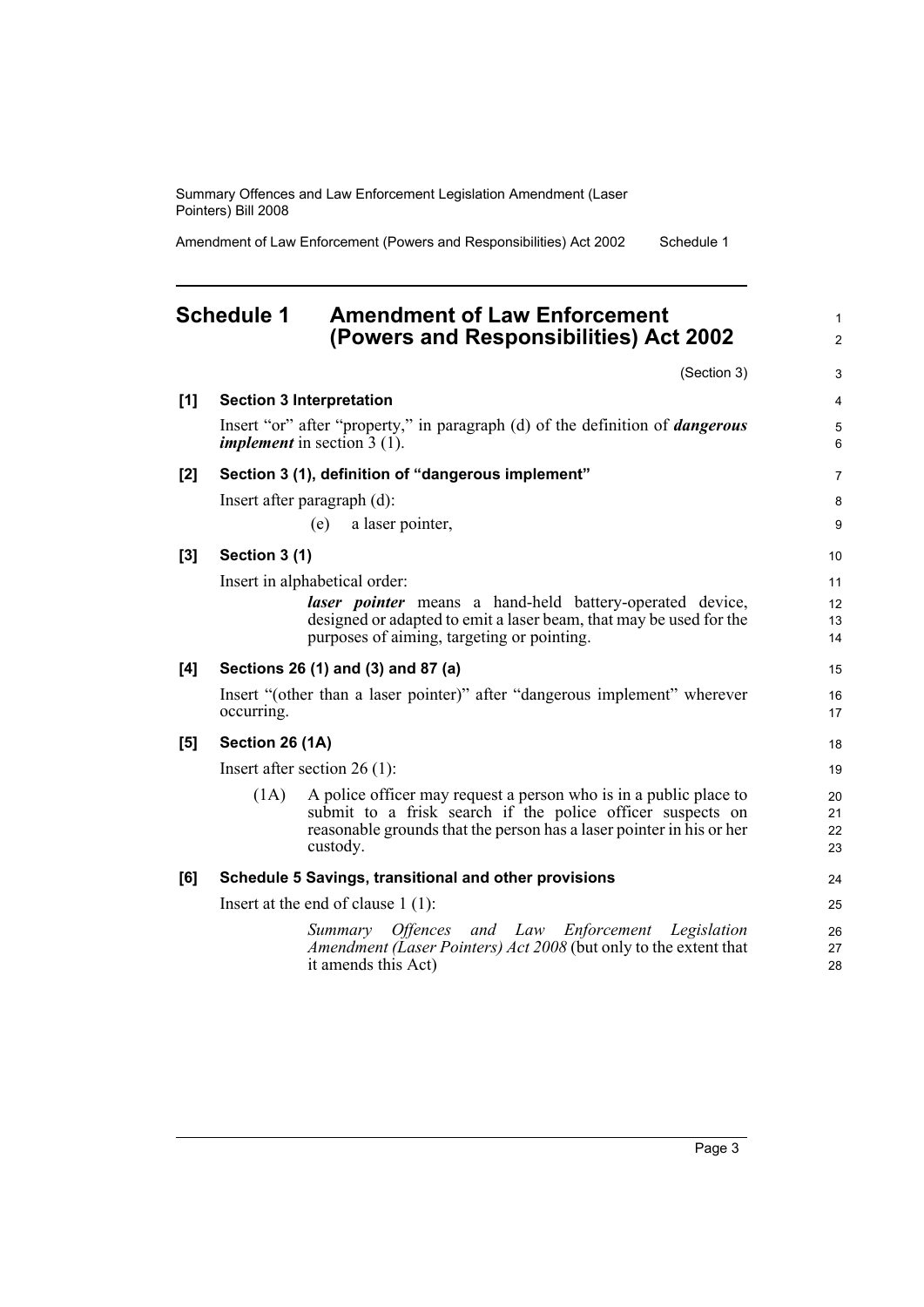# Schedule 1 Amendment of Law Enforcement (Powers and Responsibilities) Act 2002

(Section 3)

**[1] Section 3 Interpretation**

Insert "or" after "property," in paragraph (d) of the definition of ***dangerous implement*** in section 3 (1).

**[2] Section 3 (1), definition of "dangerous implement"**

Insert after paragraph (d):

(e) a laser pointer,

**[3] Section 3 (1)**

Insert in alphabetical order:

***laser pointer*** means a hand-held battery-operated device, designed or adapted to emit a laser beam, that may be used for the purposes of aiming, targeting or pointing.

**[4] Sections 26 (1) and (3) and 87 (a)**

Insert "(other than a laser pointer)" after "dangerous implement" wherever occurring.

**[5] Section 26 (1A)**

Insert after section 26 (1):

(1A) A police officer may request a person who is in a public place to submit to a frisk search if the police officer suspects on reasonable grounds that the person has a laser pointer in his or her custody.

**[6] Schedule 5 Savings, transitional and other provisions**

Insert at the end of clause 1 (1):

*Summary Offences and Law Enforcement Legislation Amendment (Laser Pointers) Act 2008* (but only to the extent that it amends this Act)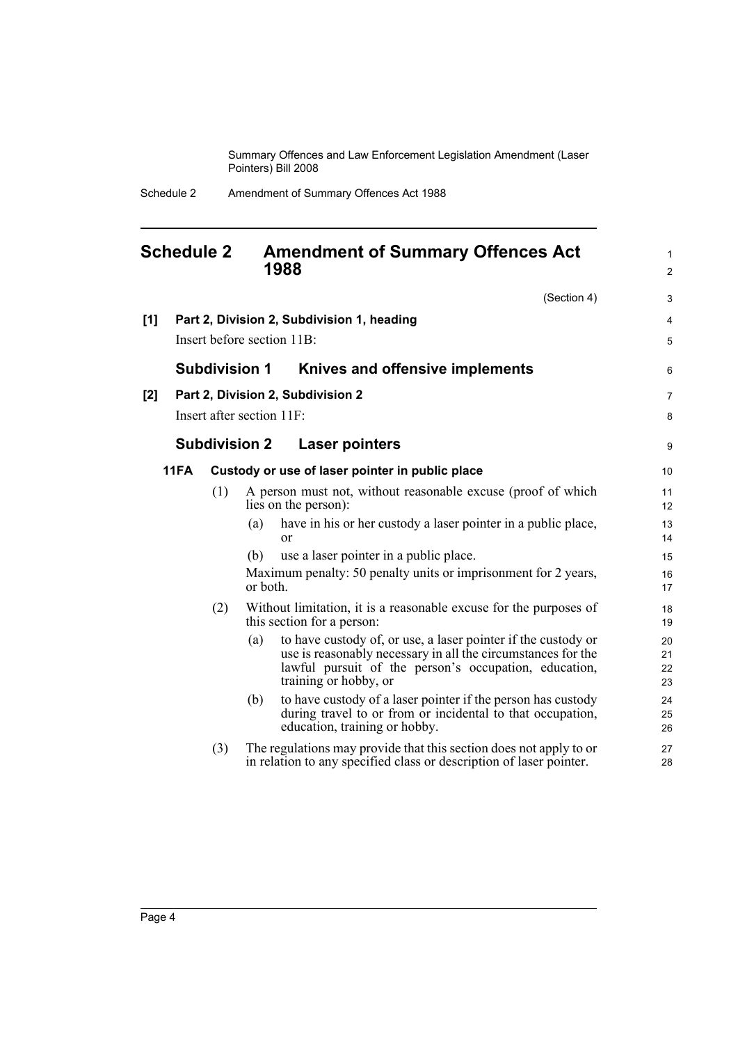## Schedule 2 Amendment of Summary Offences Act 1988

(Section 4)

**[1] Part 2, Division 2, Subdivision 1, heading**

Insert before section 11B:

### Subdivision 1 Knives and offensive implements

**[2] Part 2, Division 2, Subdivision 2**

Insert after section 11F:

### Subdivision 2 Laser pointers

**11FA Custody or use of laser pointer in public place**

(1) A person must not, without reasonable excuse (proof of which lies on the person):

(a) have in his or her custody a laser pointer in a public place, or

(b) use a laser pointer in a public place.

Maximum penalty: 50 penalty units or imprisonment for 2 years, or both.

(2) Without limitation, it is a reasonable excuse for the purposes of this section for a person:

(a) to have custody of, or use, a laser pointer if the custody or use is reasonably necessary in all the circumstances for the lawful pursuit of the person's occupation, education, training or hobby, or

(b) to have custody of a laser pointer if the person has custody during travel to or from or incidental to that occupation, education, training or hobby.

(3) The regulations may provide that this section does not apply to or in relation to any specified class or description of laser pointer.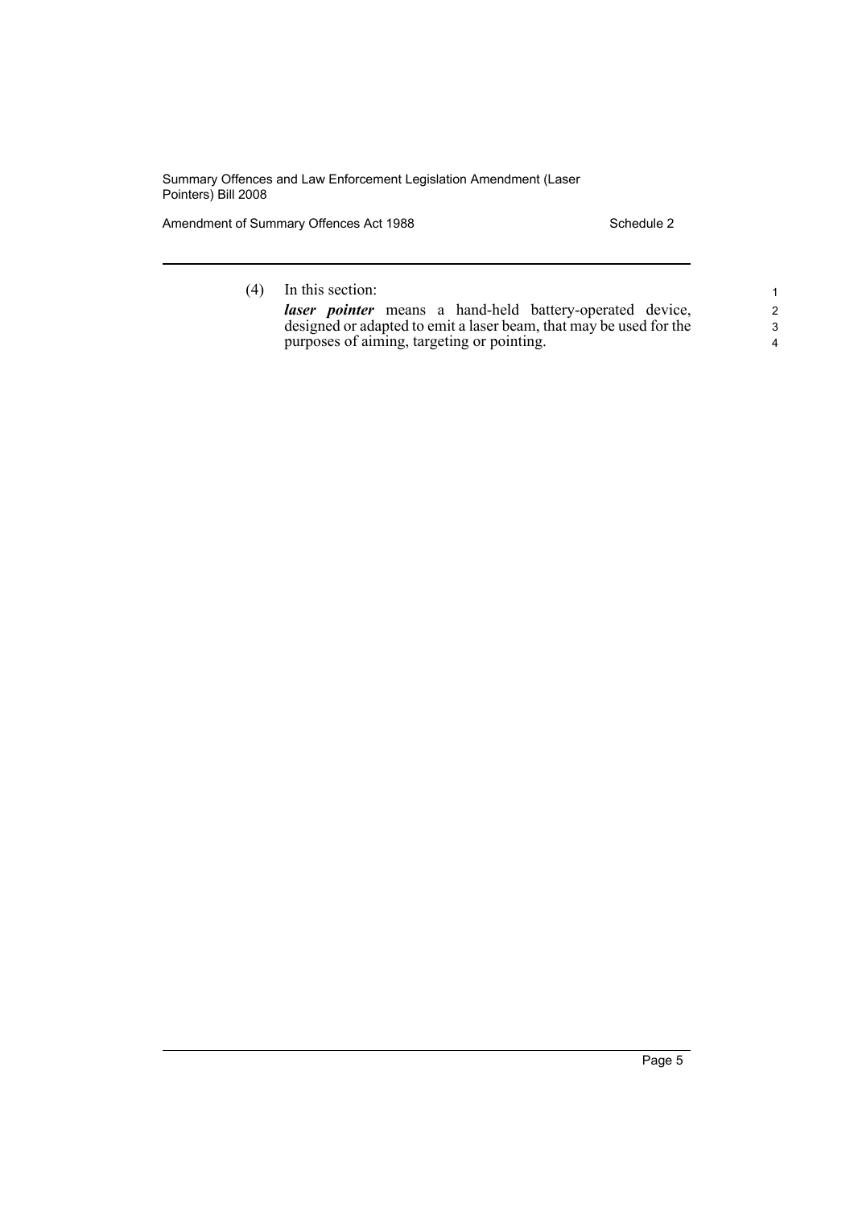(4) In this section:

***laser pointer*** means a hand-held battery-operated device, designed or adapted to emit a laser beam, that may be used for the purposes of aiming, targeting or pointing.